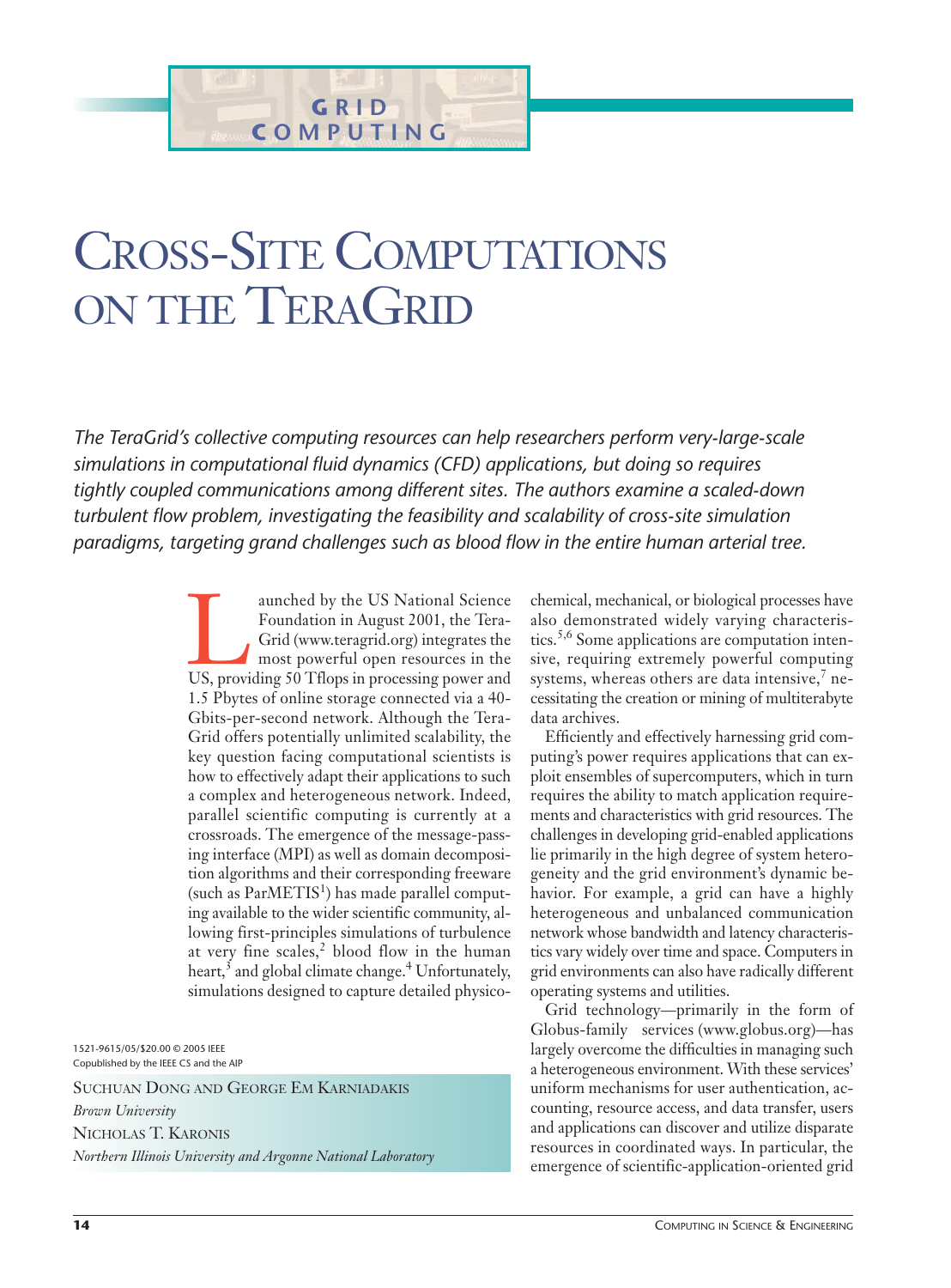GRID COMPUTING

# CROSS-SITE COMPUTATIONS ON THE TERAGRID

*The TeraGrid's collective computing resources can help researchers perform very-large-scale simulations in computational fluid dynamics (CFD) applications, but doing so requires tightly coupled communications among different sites. The authors examine a scaled-down turbulent flow problem, investigating the feasibility and scalability of cross-site simulation paradigms, targeting grand challenges such as blood flow in the entire human arterial tree.*

Launched by the US National Science Foundation in August 2001, the TeraGrid (www.teragrid.org) integrates the most powerful open resources in the US, providing 50 Tflops in processing power and 1.5 Pbytes of online storage connected via a 40-Gbits-per-second network. Although the TeraGrid offers potentially unlimited scalability, the key question facing computational scientists is how to effectively adapt their applications to such a complex and heterogeneous network. Indeed, parallel scientific computing is currently at a crossroads. The emergence of the message-passing interface (MPI) as well as domain decomposition algorithms and their corresponding freeware (such as ParMETIS[1]) has made parallel computing available to the wider scientific community, allowing first-principles simulations of turbulence at very fine scales,[2] blood flow in the human heart,[3] and global climate change.[4] Unfortunately, simulations designed to capture detailed physico-chemical, mechanical, or biological processes have also demonstrated widely varying characteristics.[5,6] Some applications are computation intensive, requiring extremely powerful computing systems, whereas others are data intensive,[7] necessitating the creation or mining of multiterabyte data archives.

Efficiently and effectively harnessing grid computing's power requires applications that can exploit ensembles of supercomputers, which in turn requires the ability to match application requirements and characteristics with grid resources. The challenges in developing grid-enabled applications lie primarily in the high degree of system heterogeneity and the grid environment's dynamic behavior. For example, a grid can have a highly heterogeneous and unbalanced communication network whose bandwidth and latency characteristics vary widely over time and space. Computers in grid environments can also have radically different operating systems and utilities.

Grid technology—primarily in the form of Globus-family services (www.globus.org)—has largely overcome the difficulties in managing such a heterogeneous environment. With these services' uniform mechanisms for user authentication, accounting, resource access, and data transfer, users and applications can discover and utilize disparate resources in coordinated ways. In particular, the emergence of scientific-application-oriented grid

1521-9615/05/$20.00 © 2005 IEEE
Copublished by the IEEE CS and the AIP

SUCHUAN DONG AND GEORGE EM KARNIADAKIS
*Brown University*
NICHOLAS T. KARONIS
*Northern Illinois University and Argonne National Laboratory*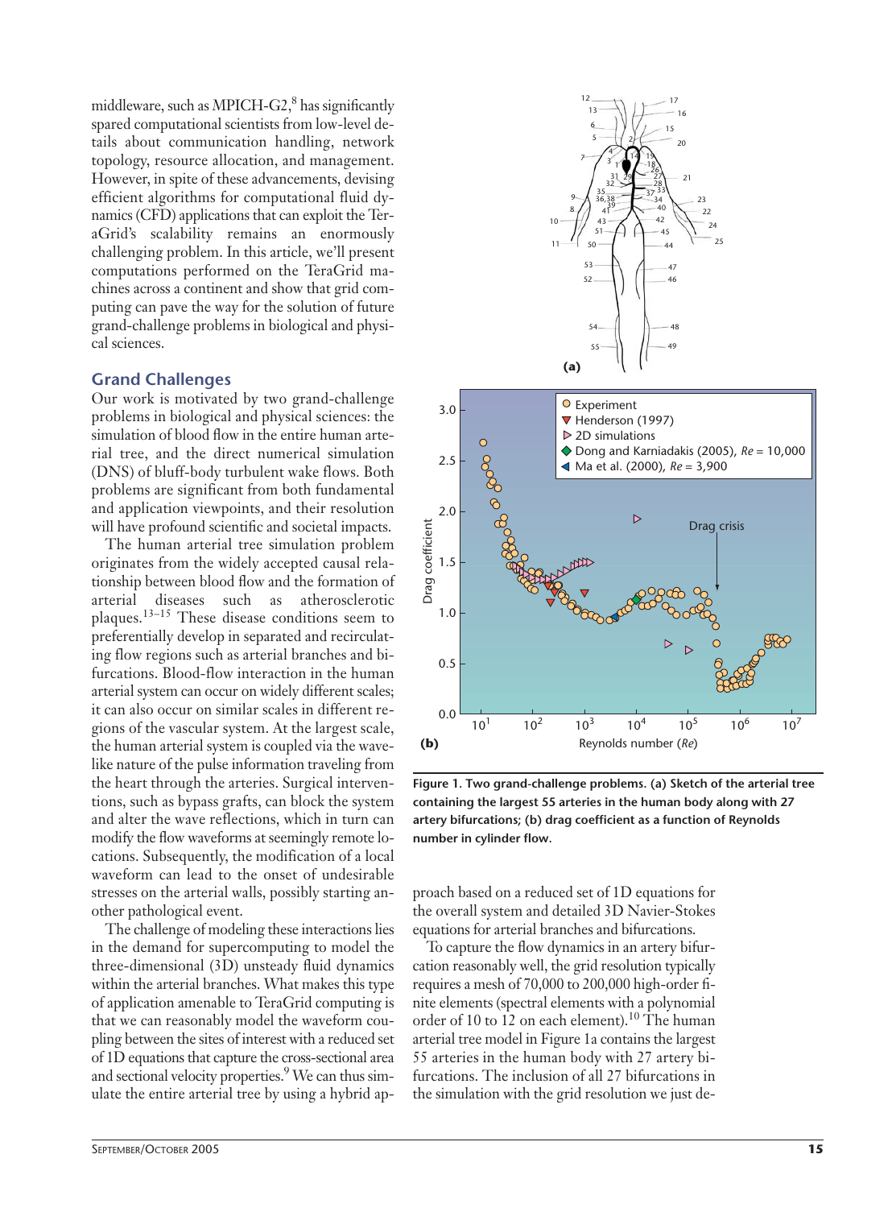middleware, such as MPICH-G2,[8] has significantly spared computational scientists from low-level details about communication handling, network topology, resource allocation, and management. However, in spite of these advancements, devising efficient algorithms for computational fluid dynamics (CFD) applications that can exploit the TeraGrid's scalability remains an enormously challenging problem. In this article, we'll present computations performed on the TeraGrid machines across a continent and show that grid computing can pave the way for the solution of future grand-challenge problems in biological and physical sciences.

## Grand Challenges

Our work is motivated by two grand-challenge problems in biological and physical sciences: the simulation of blood flow in the entire human arterial tree, and the direct numerical simulation (DNS) of bluff-body turbulent wake flows. Both problems are significant from both fundamental and application viewpoints, and their resolution will have profound scientific and societal impacts.

The human arterial tree simulation problem originates from the widely accepted causal relationship between blood flow and the formation of arterial diseases such as atherosclerotic plaques.[13–15] These disease conditions seem to preferentially develop in separated and recirculating flow regions such as arterial branches and bifurcations. Blood-flow interaction in the human arterial system can occur on widely different scales; it can also occur on similar scales in different regions of the vascular system. At the largest scale, the human arterial system is coupled via the wave-like nature of the pulse information traveling from the heart through the arteries. Surgical interventions, such as bypass grafts, can block the system and alter the wave reflections, which in turn can modify the flow waveforms at seemingly remote locations. Subsequently, the modification of a local waveform can lead to the onset of undesirable stresses on the arterial walls, possibly starting another pathological event.

The challenge of modeling these interactions lies in the demand for supercomputing to model the three-dimensional (3D) unsteady fluid dynamics within the arterial branches. What makes this type of application amenable to TeraGrid computing is that we can reasonably model the waveform coupling between the sites of interest with a reduced set of 1D equations that capture the cross-sectional area and sectional velocity properties.[9] We can thus simulate the entire arterial tree by using a hybrid approach based on a reduced set of 1D equations for the overall system and detailed 3D Navier-Stokes equations for arterial branches and bifurcations.

(a)

(b)

Experiment
Henderson (1997)
2D simulations
Dong and Karniadakis (2005), *Re* = 10,000
Ma et al. (2000), *Re* = 3,900

Drag crisis

Drag coefficient

Reynolds number (*Re*)

**Figure 1. Two grand-challenge problems. (a) Sketch of the arterial tree containing the largest 55 arteries in the human body along with 27 artery bifurcations; (b) drag coefficient as a function of Reynolds number in cylinder flow.**

To capture the flow dynamics in an artery bifurcation reasonably well, the grid resolution typically requires a mesh of 70,000 to 200,000 high-order finite elements (spectral elements with a polynomial order of 10 to 12 on each element).[10] The human arterial tree model in Figure 1a contains the largest 55 arteries in the human body with 27 artery bifurcations. The inclusion of all 27 bifurcations in the simulation with the grid resolution we just de-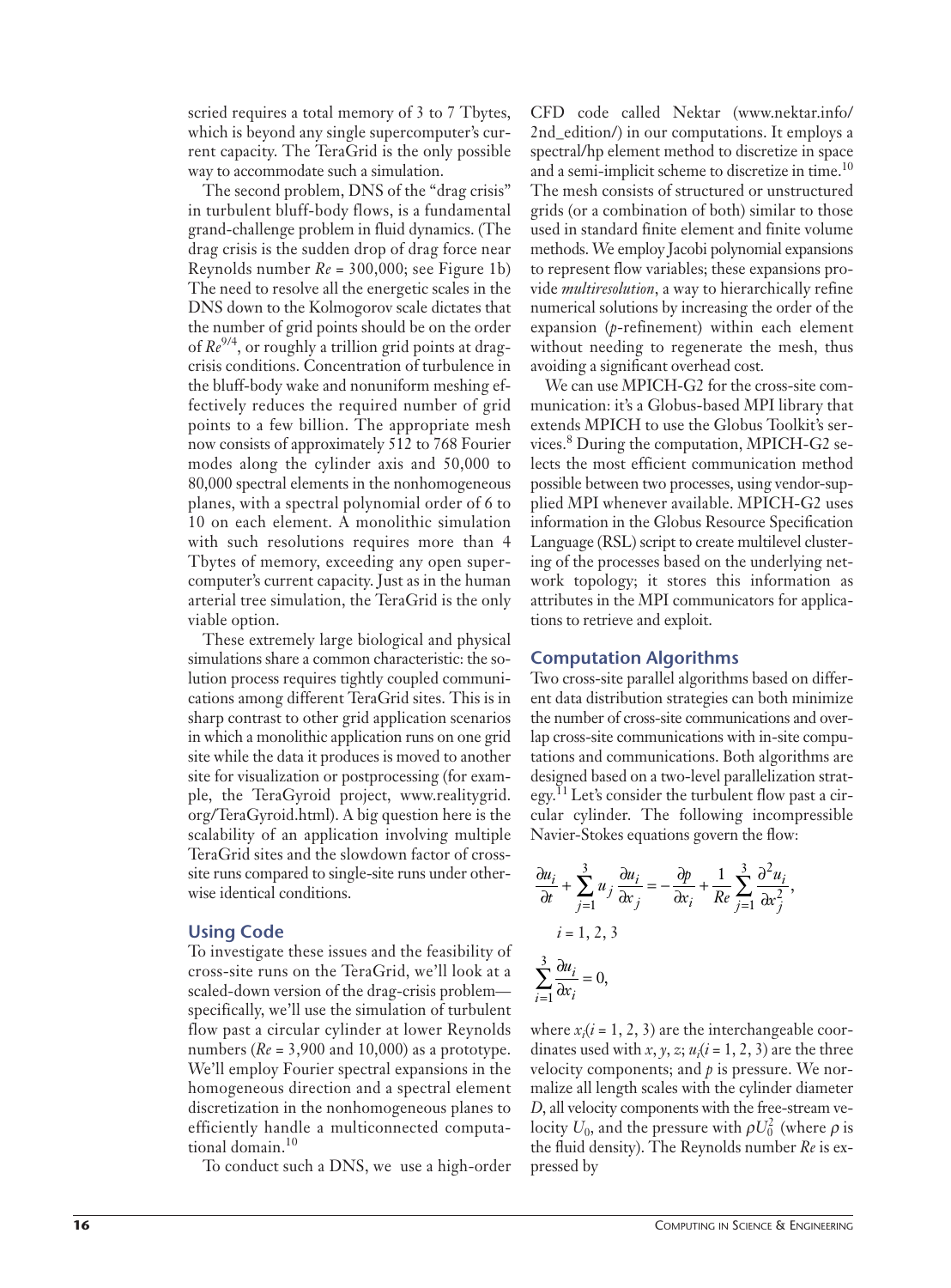scried requires a total memory of 3 to 7 Tbytes, which is beyond any single supercomputer's current capacity. The TeraGrid is the only possible way to accommodate such a simulation.

The second problem, DNS of the "drag crisis" in turbulent bluff-body flows, is a fundamental grand-challenge problem in fluid dynamics. (The drag crisis is the sudden drop of drag force near Reynolds number $Re = 300{,}000$; see Figure 1b) The need to resolve all the energetic scales in the DNS down to the Kolmogorov scale dictates that the number of grid points should be on the order of $Re^{9/4}$, or roughly a trillion grid points at drag-crisis conditions. Concentration of turbulence in the bluff-body wake and nonuniform meshing effectively reduces the required number of grid points to a few billion. The appropriate mesh now consists of approximately 512 to 768 Fourier modes along the cylinder axis and 50,000 to 80,000 spectral elements in the nonhomogeneous planes, with a spectral polynomial order of 6 to 10 on each element. A monolithic simulation with such resolutions requires more than 4 Tbytes of memory, exceeding any open supercomputer's current capacity. Just as in the human arterial tree simulation, the TeraGrid is the only viable option.

These extremely large biological and physical simulations share a common characteristic: the solution process requires tightly coupled communications among different TeraGrid sites. This is in sharp contrast to other grid application scenarios in which a monolithic application runs on one grid site while the data it produces is moved to another site for visualization or postprocessing (for example, the TeraGyroid project, www.realitygrid.org/TeraGyroid.html). A big question here is the scalability of an application involving multiple TeraGrid sites and the slowdown factor of cross-site runs compared to single-site runs under otherwise identical conditions.

## Using Code

To investigate these issues and the feasibility of cross-site runs on the TeraGrid, we'll look at a scaled-down version of the drag-crisis problem—specifically, we'll use the simulation of turbulent flow past a circular cylinder at lower Reynolds numbers ($Re = 3{,}900$ and $10{,}000$) as a prototype. We'll employ Fourier spectral expansions in the homogeneous direction and a spectral element discretization in the nonhomogeneous planes to efficiently handle a multiconnected computational domain.[10]

To conduct such a DNS, we use a high-order CFD code called Nektar (www.nektar.info/2nd_edition/) in our computations. It employs a spectral/hp element method to discretize in space and a semi-implicit scheme to discretize in time.[10] The mesh consists of structured or unstructured grids (or a combination of both) similar to those used in standard finite element and finite volume methods. We employ Jacobi polynomial expansions to represent flow variables; these expansions provide *multiresolution*, a way to hierarchically refine numerical solutions by increasing the order of the expansion (*p*-refinement) within each element without needing to regenerate the mesh, thus avoiding a significant overhead cost.

We can use MPICH-G2 for the cross-site communication: it's a Globus-based MPI library that extends MPICH to use the Globus Toolkit's services.[8] During the computation, MPICH-G2 selects the most efficient communication method possible between two processes, using vendor-supplied MPI whenever available. MPICH-G2 uses information in the Globus Resource Specification Language (RSL) script to create multilevel clustering of the processes based on the underlying network topology; it stores this information as attributes in the MPI communicators for applications to retrieve and exploit.

## Computation Algorithms

Two cross-site parallel algorithms based on different data distribution strategies can both minimize the number of cross-site communications and overlap cross-site communications with in-site computations and communications. Both algorithms are designed based on a two-level parallelization strategy.[11] Let's consider the turbulent flow past a circular cylinder. The following incompressible Navier-Stokes equations govern the flow:

$$\frac{\partial u_i}{\partial t} + \sum_{j=1}^{3} u_j \frac{\partial u_i}{\partial x_j} = -\frac{\partial p}{\partial x_i} + \frac{1}{Re} \sum_{j=1}^{3} \frac{\partial^2 u_i}{\partial x_j^2},$$

$$i = 1, 2, 3$$

$$\sum_{i=1}^{3} \frac{\partial u_i}{\partial x_i} = 0,$$

where $x_i (i = 1, 2, 3)$ are the interchangeable coordinates used with $x, y, z$; $u_i (i = 1, 2, 3)$ are the three velocity components; and $p$ is pressure. We normalize all length scales with the cylinder diameter $D$, all velocity components with the free-stream velocity $U_0$, and the pressure with $\rho U_0^2$ (where $\rho$ is the fluid density). The Reynolds number $Re$ is expressed by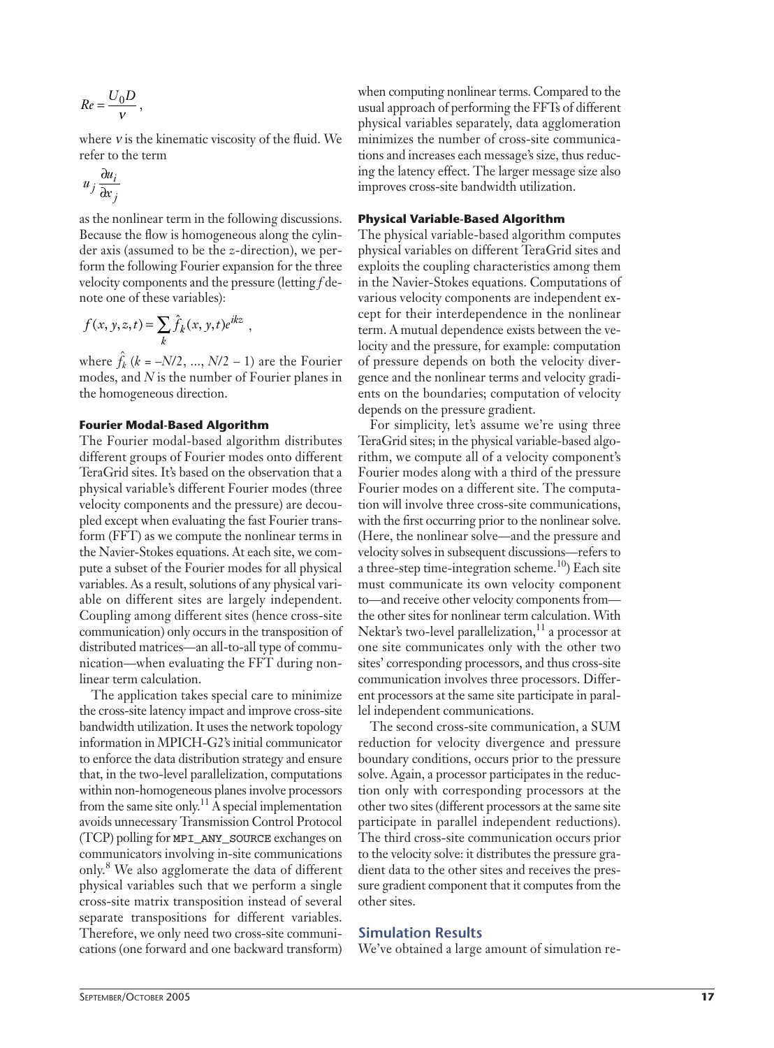$$Re = \frac{U_0 D}{\nu},$$

where $\nu$ is the kinematic viscosity of the fluid. We refer to the term

$$u_j \frac{\partial u_i}{\partial x_j}$$

as the nonlinear term in the following discussions. Because the flow is homogeneous along the cylinder axis (assumed to be the $z$-direction), we perform the following Fourier expansion for the three velocity components and the pressure (letting $f$ denote one of these variables):

$$f(x, y, z, t) = \sum_k \hat{f}_k(x, y, t) e^{ikz},$$

where $\hat{f}_k$ ($k = -N/2, \ldots, N/2 - 1$) are the Fourier modes, and $N$ is the number of Fourier planes in the homogeneous direction.

### Fourier Modal-Based Algorithm

The Fourier modal-based algorithm distributes different groups of Fourier modes onto different TeraGrid sites. It's based on the observation that a physical variable's different Fourier modes (three velocity components and the pressure) are decoupled except when evaluating the fast Fourier transform (FFT) as we compute the nonlinear terms in the Navier-Stokes equations. At each site, we compute a subset of the Fourier modes for all physical variables. As a result, solutions of any physical variable on different sites are largely independent. Coupling among different sites (hence cross-site communication) only occurs in the transposition of distributed matrices—an all-to-all type of communication—when evaluating the FFT during nonlinear term calculation.

The application takes special care to minimize the cross-site latency impact and improve cross-site bandwidth utilization. It uses the network topology information in MPICH-G2's initial communicator to enforce the data distribution strategy and ensure that, in the two-level parallelization, computations within non-homogeneous planes involve processors from the same site only.[11] A special implementation avoids unnecessary Transmission Control Protocol (TCP) polling for `MPI_ANY_SOURCE` exchanges on communicators involving in-site communications only.[8] We also agglomerate the data of different physical variables such that we perform a single cross-site matrix transposition instead of several separate transpositions for different variables. Therefore, we only need two cross-site communications (one forward and one backward transform) when computing nonlinear terms. Compared to the usual approach of performing the FFTs of different physical variables separately, data agglomeration minimizes the number of cross-site communications and increases each message's size, thus reducing the latency effect. The larger message size also improves cross-site bandwidth utilization.

### Physical Variable-Based Algorithm

The physical variable-based algorithm computes physical variables on different TeraGrid sites and exploits the coupling characteristics among them in the Navier-Stokes equations. Computations of various velocity components are independent except for their interdependence in the nonlinear term. A mutual dependence exists between the velocity and the pressure, for example: computation of pressure depends on both the velocity divergence and the nonlinear terms and velocity gradients on the boundaries; computation of velocity depends on the pressure gradient.

For simplicity, let's assume we're using three TeraGrid sites; in the physical variable-based algorithm, we compute all of a velocity component's Fourier modes along with a third of the pressure Fourier modes on a different site. The computation will involve three cross-site communications, with the first occurring prior to the nonlinear solve. (Here, the nonlinear solve—and the pressure and velocity solves in subsequent discussions—refers to a three-step time-integration scheme.[10]) Each site must communicate its own velocity component to—and receive other velocity components from—the other sites for nonlinear term calculation. With Nektar's two-level parallelization,[11] a processor at one site communicates only with the other two sites' corresponding processors, and thus cross-site communication involves three processors. Different processors at the same site participate in parallel independent communications.

The second cross-site communication, a SUM reduction for velocity divergence and pressure boundary conditions, occurs prior to the pressure solve. Again, a processor participates in the reduction only with corresponding processors at the other two sites (different processors at the same site participate in parallel independent reductions). The third cross-site communication occurs prior to the velocity solve: it distributes the pressure gradient data to the other sites and receives the pressure gradient component that it computes from the other sites.

## Simulation Results

We've obtained a large amount of simulation re-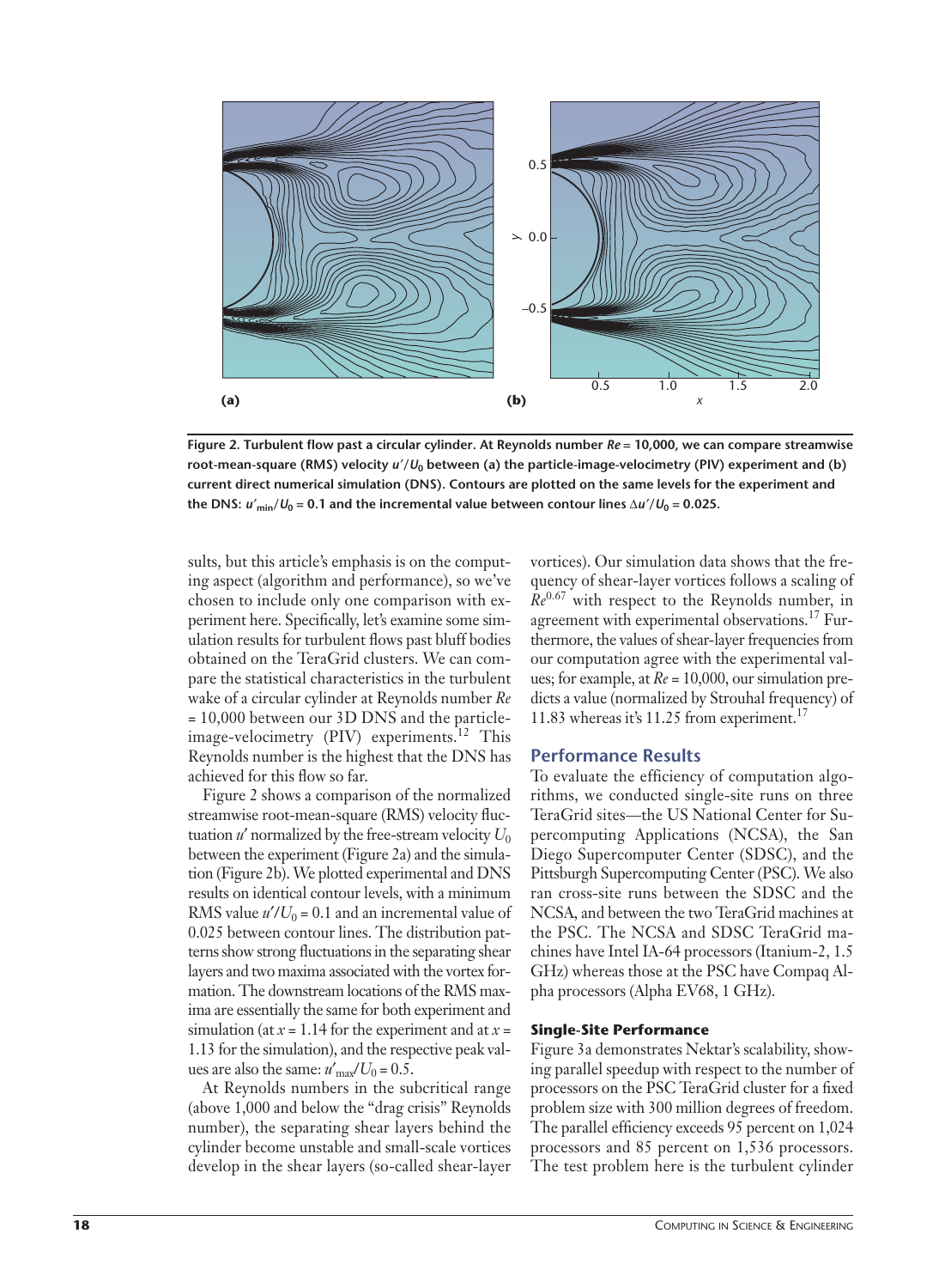Figure 2. Turbulent flow past a circular cylinder. At Reynolds number $Re = 10{,}000$, we can compare streamwise root-mean-square (RMS) velocity $u'/U_0$ between (a) the particle-image-velocimetry (PIV) experiment and (b) current direct numerical simulation (DNS). Contours are plotted on the same levels for the experiment and the DNS: $u'_{min}/U_0 = 0.1$ and the incremental value between contour lines $\Delta u'/U_0 = 0.025$.

sults, but this article's emphasis is on the computing aspect (algorithm and performance), so we've chosen to include only one comparison with experiment here. Specifically, let's examine some simulation results for turbulent flows past bluff bodies obtained on the TeraGrid clusters. We can compare the statistical characteristics in the turbulent wake of a circular cylinder at Reynolds number $Re = 10{,}000$ between our 3D DNS and the particle-image-velocimetry (PIV) experiments.[12] This Reynolds number is the highest that the DNS has achieved for this flow so far.

Figure 2 shows a comparison of the normalized streamwise root-mean-square (RMS) velocity fluctuation $u'$ normalized by the free-stream velocity $U_0$ between the experiment (Figure 2a) and the simulation (Figure 2b). We plotted experimental and DNS results on identical contour levels, with a minimum RMS value $u'/U_0 = 0.1$ and an incremental value of 0.025 between contour lines. The distribution patterns show strong fluctuations in the separating shear layers and two maxima associated with the vortex formation. The downstream locations of the RMS maxima are essentially the same for both experiment and simulation (at $x = 1.14$ for the experiment and at $x = 1.13$ for the simulation), and the respective peak values are also the same: $u'_{max}/U_0 = 0.5$.

At Reynolds numbers in the subcritical range (above 1,000 and below the "drag crisis" Reynolds number), the separating shear layers behind the cylinder become unstable and small-scale vortices develop in the shear layers (so-called shear-layer vortices). Our simulation data shows that the frequency of shear-layer vortices follows a scaling of $Re^{0.67}$ with respect to the Reynolds number, in agreement with experimental observations.[17] Furthermore, the values of shear-layer frequencies from our computation agree with the experimental values; for example, at $Re = 10{,}000$, our simulation predicts a value (normalized by Strouhal frequency) of 11.83 whereas it's 11.25 from experiment.[17]

## Performance Results

To evaluate the efficiency of computation algorithms, we conducted single-site runs on three TeraGrid sites—the US National Center for Supercomputing Applications (NCSA), the San Diego Supercomputer Center (SDSC), and the Pittsburgh Supercomputing Center (PSC). We also ran cross-site runs between the SDSC and the NCSA, and between the two TeraGrid machines at the PSC. The NCSA and SDSC TeraGrid machines have Intel IA-64 processors (Itanium-2, 1.5 GHz) whereas those at the PSC have Compaq Alpha processors (Alpha EV68, 1 GHz).

### Single-Site Performance

Figure 3a demonstrates Nektar's scalability, showing parallel speedup with respect to the number of processors on the PSC TeraGrid cluster for a fixed problem size with 300 million degrees of freedom. The parallel efficiency exceeds 95 percent on 1,024 processors and 85 percent on 1,536 processors. The test problem here is the turbulent cylinder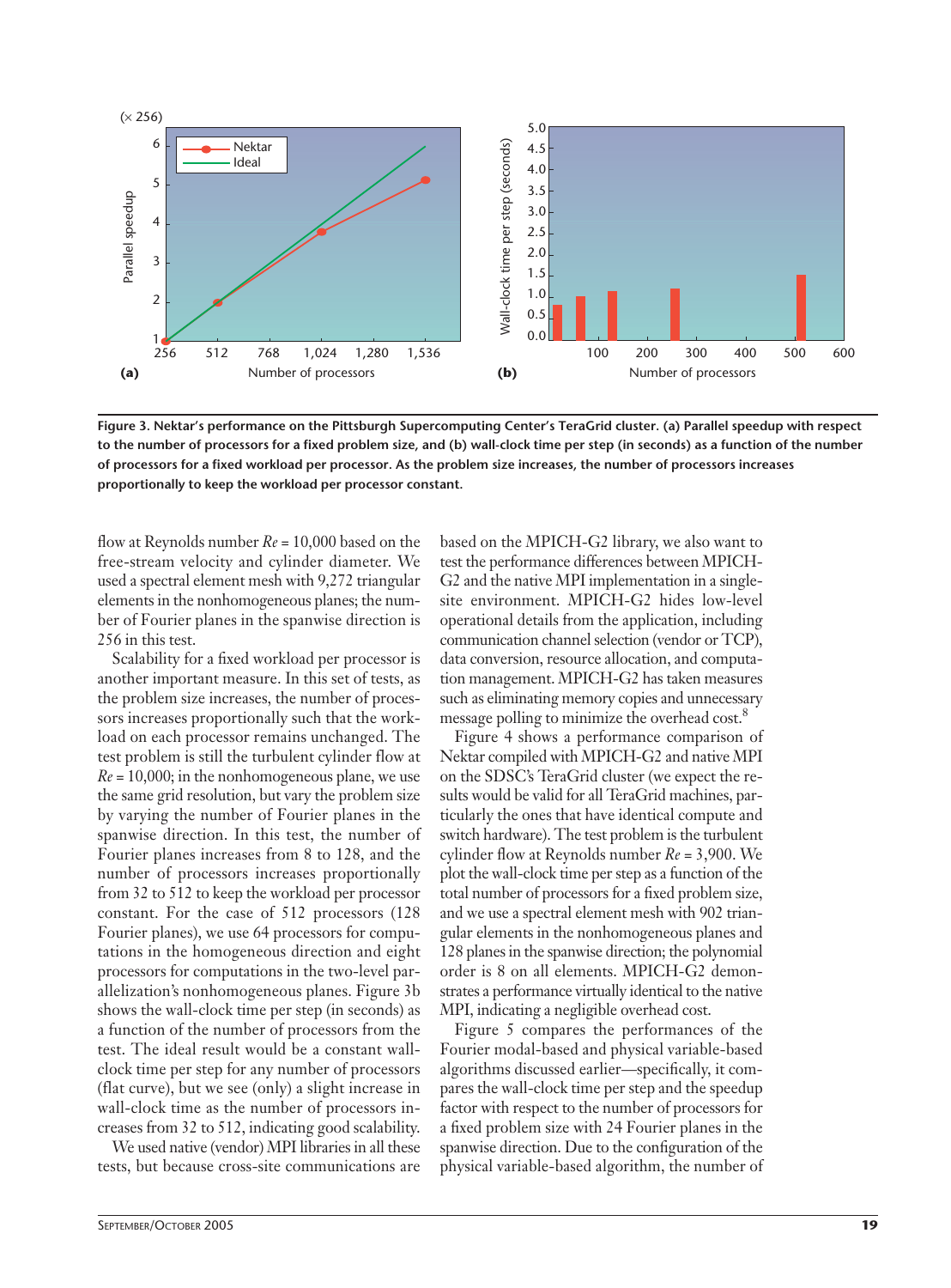Figure 3. Nektar's performance on the Pittsburgh Supercomputing Center's TeraGrid cluster. (a) Parallel speedup with respect to the number of processors for a fixed problem size, and (b) wall-clock time per step (in seconds) as a function of the number of processors for a fixed workload per processor. As the problem size increases, the number of processors increases proportionally to keep the workload per processor constant.

flow at Reynolds number $Re = 10{,}000$ based on the free-stream velocity and cylinder diameter. We used a spectral element mesh with 9,272 triangular elements in the nonhomogeneous planes; the number of Fourier planes in the spanwise direction is 256 in this test.

Scalability for a fixed workload per processor is another important measure. In this set of tests, as the problem size increases, the number of processors increases proportionally such that the workload on each processor remains unchanged. The test problem is still the turbulent cylinder flow at $Re = 10{,}000$; in the nonhomogeneous plane, we use the same grid resolution, but vary the problem size by varying the number of Fourier planes in the spanwise direction. In this test, the number of Fourier planes increases from 8 to 128, and the number of processors increases proportionally from 32 to 512 to keep the workload per processor constant. For the case of 512 processors (128 Fourier planes), we use 64 processors for computations in the homogeneous direction and eight processors for computations in the two-level parallelization's nonhomogeneous planes. Figure 3b shows the wall-clock time per step (in seconds) as a function of the number of processors from the test. The ideal result would be a constant wall-clock time per step for any number of processors (flat curve), but we see (only) a slight increase in wall-clock time as the number of processors increases from 32 to 512, indicating good scalability.

We used native (vendor) MPI libraries in all these tests, but because cross-site communications are based on the MPICH-G2 library, we also want to test the performance differences between MPICH-G2 and the native MPI implementation in a single-site environment. MPICH-G2 hides low-level operational details from the application, including communication channel selection (vendor or TCP), data conversion, resource allocation, and computation management. MPICH-G2 has taken measures such as eliminating memory copies and unnecessary message polling to minimize the overhead cost.[8]

Figure 4 shows a performance comparison of Nektar compiled with MPICH-G2 and native MPI on the SDSC's TeraGrid cluster (we expect the results would be valid for all TeraGrid machines, particularly the ones that have identical compute and switch hardware). The test problem is the turbulent cylinder flow at Reynolds number $Re = 3{,}900$. We plot the wall-clock time per step as a function of the total number of processors for a fixed problem size, and we use a spectral element mesh with 902 triangular elements in the nonhomogeneous planes and 128 planes in the spanwise direction; the polynomial order is 8 on all elements. MPICH-G2 demonstrates a performance virtually identical to the native MPI, indicating a negligible overhead cost.

Figure 5 compares the performances of the Fourier modal-based and physical variable-based algorithms discussed earlier—specifically, it compares the wall-clock time per step and the speedup factor with respect to the number of processors for a fixed problem size with 24 Fourier planes in the spanwise direction. Due to the configuration of the physical variable-based algorithm, the number of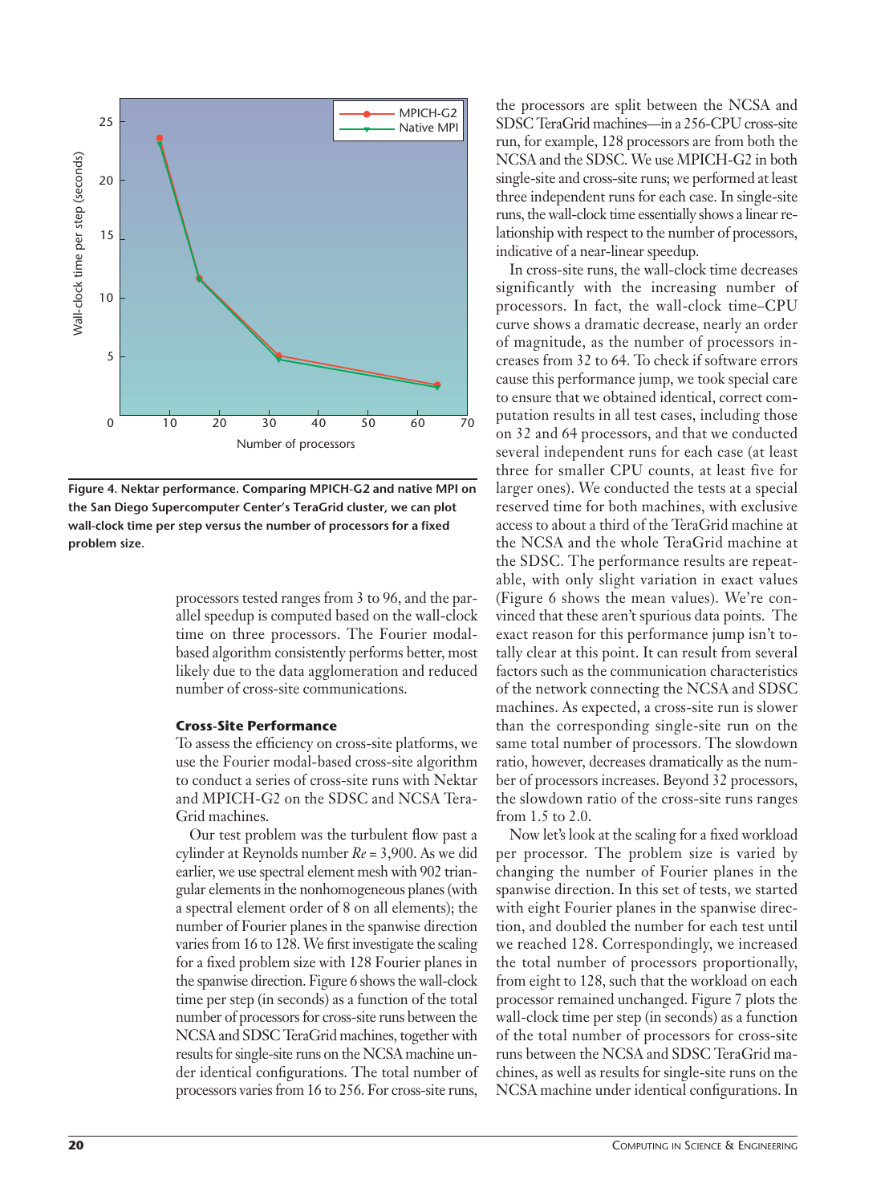**Figure 4. Nektar performance. Comparing MPICH-G2 and native MPI on the San Diego Supercomputer Center's TeraGrid cluster, we can plot wall-clock time per step versus the number of processors for a fixed problem size.**

processors tested ranges from 3 to 96, and the parallel speedup is computed based on the wall-clock time on three processors. The Fourier modal-based algorithm consistently performs better, most likely due to the data agglomeration and reduced number of cross-site communications.

### Cross-Site Performance

To assess the efficiency on cross-site platforms, we use the Fourier modal-based cross-site algorithm to conduct a series of cross-site runs with Nektar and MPICH-G2 on the SDSC and NCSA TeraGrid machines.

Our test problem was the turbulent flow past a cylinder at Reynolds number $Re = 3{,}900$. As we did earlier, we use spectral element mesh with 902 triangular elements in the nonhomogeneous planes (with a spectral element order of 8 on all elements); the number of Fourier planes in the spanwise direction varies from 16 to 128. We first investigate the scaling for a fixed problem size with 128 Fourier planes in the spanwise direction. Figure 6 shows the wall-clock time per step (in seconds) as a function of the total number of processors for cross-site runs between the NCSA and SDSC TeraGrid machines, together with results for single-site runs on the NCSA machine under identical configurations. The total number of processors varies from 16 to 256. For cross-site runs, the processors are split between the NCSA and SDSC TeraGrid machines—in a 256-CPU cross-site run, for example, 128 processors are from both the NCSA and the SDSC. We use MPICH-G2 in both single-site and cross-site runs; we performed at least three independent runs for each case. In single-site runs, the wall-clock time essentially shows a linear relationship with respect to the number of processors, indicative of a near-linear speedup.

In cross-site runs, the wall-clock time decreases significantly with the increasing number of processors. In fact, the wall-clock time–CPU curve shows a dramatic decrease, nearly an order of magnitude, as the number of processors increases from 32 to 64. To check if software errors cause this performance jump, we took special care to ensure that we obtained identical, correct computation results in all test cases, including those on 32 and 64 processors, and that we conducted several independent runs for each case (at least three for smaller CPU counts, at least five for larger ones). We conducted the tests at a special reserved time for both machines, with exclusive access to about a third of the TeraGrid machine at the NCSA and the whole TeraGrid machine at the SDSC. The performance results are repeatable, with only slight variation in exact values (Figure 6 shows the mean values). We're convinced that these aren't spurious data points. The exact reason for this performance jump isn't totally clear at this point. It can result from several factors such as the communication characteristics of the network connecting the NCSA and SDSC machines. As expected, a cross-site run is slower than the corresponding single-site run on the same total number of processors. The slowdown ratio, however, decreases dramatically as the number of processors increases. Beyond 32 processors, the slowdown ratio of the cross-site runs ranges from 1.5 to 2.0.

Now let's look at the scaling for a fixed workload per processor. The problem size is varied by changing the number of Fourier planes in the spanwise direction. In this set of tests, we started with eight Fourier planes in the spanwise direction, and doubled the number for each test until we reached 128. Correspondingly, we increased the total number of processors proportionally, from eight to 128, such that the workload on each processor remained unchanged. Figure 7 plots the wall-clock time per step (in seconds) as a function of the total number of processors for cross-site runs between the NCSA and SDSC TeraGrid machines, as well as results for single-site runs on the NCSA machine under identical configurations. In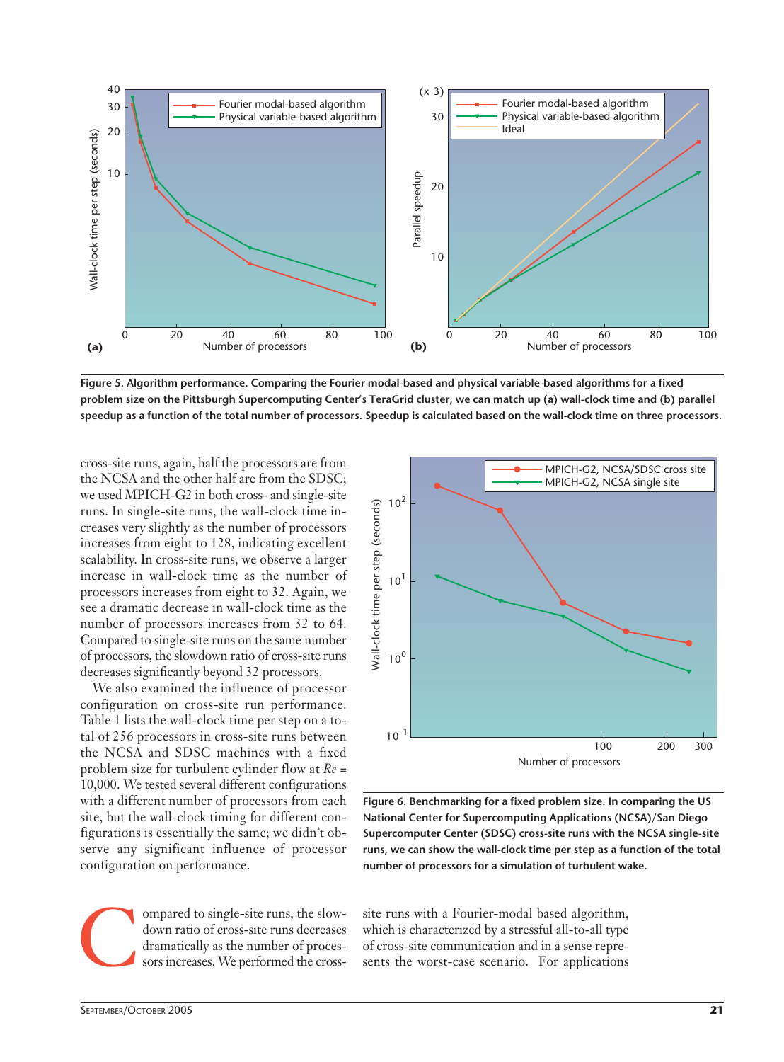Figure 5. Algorithm performance. Comparing the Fourier modal-based and physical variable-based algorithms for a fixed problem size on the Pittsburgh Supercomputing Center's TeraGrid cluster, we can match up (a) wall-clock time and (b) parallel speedup as a function of the total number of processors. Speedup is calculated based on the wall-clock time on three processors.

cross-site runs, again, half the processors are from the NCSA and the other half are from the SDSC; we used MPICH-G2 in both cross- and single-site runs. In single-site runs, the wall-clock time increases very slightly as the number of processors increases from eight to 128, indicating excellent scalability. In cross-site runs, we observe a larger increase in wall-clock time as the number of processors increases from eight to 32. Again, we see a dramatic decrease in wall-clock time as the number of processors increases from 32 to 64. Compared to single-site runs on the same number of processors, the slowdown ratio of cross-site runs decreases significantly beyond 32 processors.

We also examined the influence of processor configuration on cross-site run performance. Table 1 lists the wall-clock time per step on a total of 256 processors in cross-site runs between the NCSA and SDSC machines with a fixed problem size for turbulent cylinder flow at *Re* = 10,000. We tested several different configurations with a different number of processors from each site, but the wall-clock timing for different configurations is essentially the same; we didn't observe any significant influence of processor configuration on performance.

Figure 6. Benchmarking for a fixed problem size. In comparing the US National Center for Supercomputing Applications (NCSA)/San Diego Supercomputer Center (SDSC) cross-site runs with the NCSA single-site runs, we can show the wall-clock time per step as a function of the total number of processors for a simulation of turbulent wake.

Compared to single-site runs, the slowdown ratio of cross-site runs decreases dramatically as the number of processors increases. We performed the cross-site runs with a Fourier-modal based algorithm, which is characterized by a stressful all-to-all type of cross-site communication and in a sense represents the worst-case scenario. For applications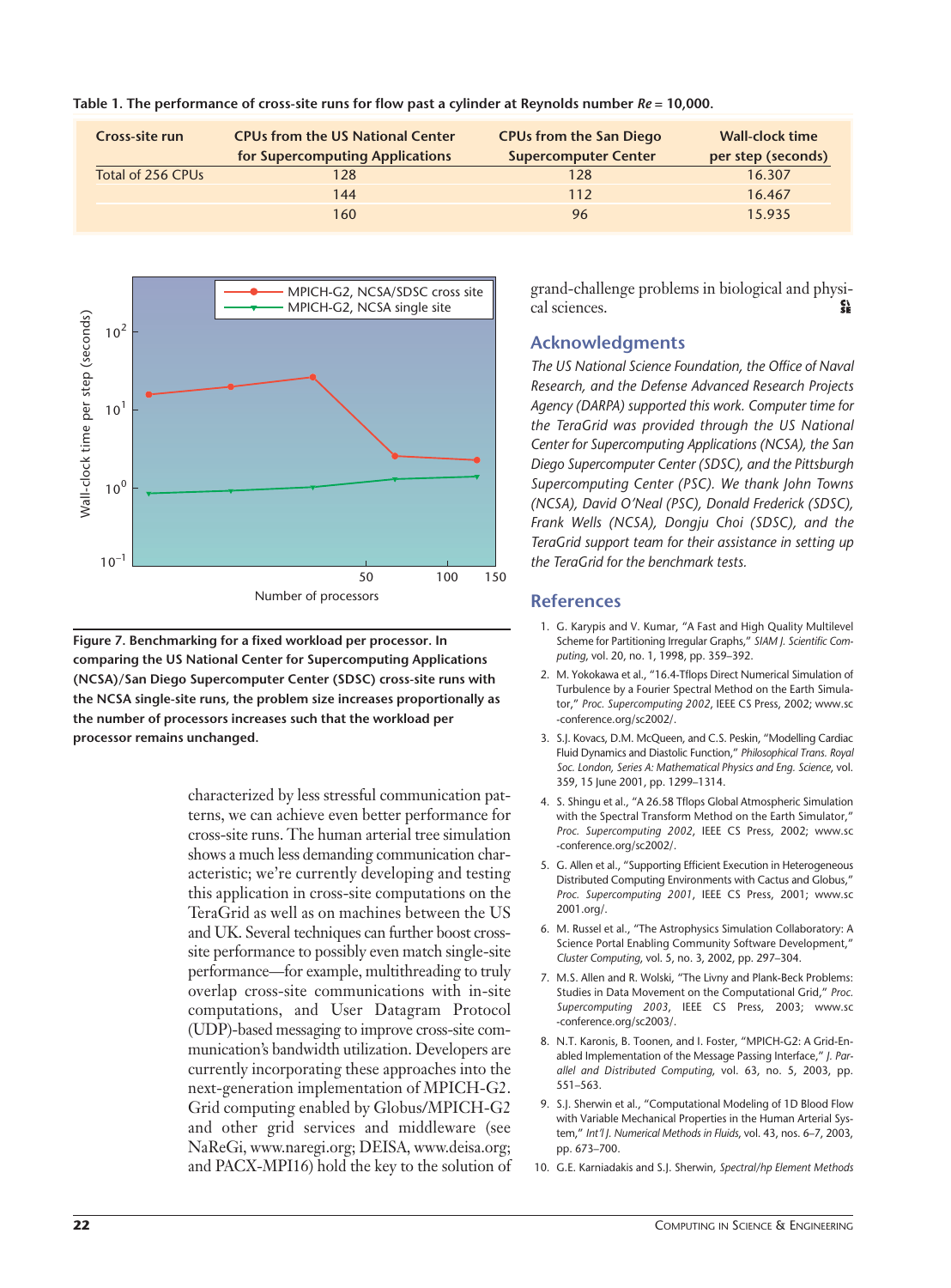**Table 1. The performance of cross-site runs for flow past a cylinder at Reynolds number *Re* = 10,000.**

| Cross-site run | CPUs from the US National Center for Supercomputing Applications | CPUs from the San Diego Supercomputer Center | Wall-clock time per step (seconds) |
|---|---|---|---|
| Total of 256 CPUs | 128 | 128 | 16.307 |
| | 144 | 112 | 16.467 |
| | 160 | 96 | 15.935 |

**Figure 7. Benchmarking for a fixed workload per processor. In comparing the US National Center for Supercomputing Applications (NCSA)/San Diego Supercomputer Center (SDSC) cross-site runs with the NCSA single-site runs, the problem size increases proportionally as the number of processors increases such that the workload per processor remains unchanged.**

characterized by less stressful communication patterns, we can achieve even better performance for cross-site runs. The human arterial tree simulation shows a much less demanding communication characteristic; we're currently developing and testing this application in cross-site computations on the TeraGrid as well as on machines between the US and UK. Several techniques can further boost cross-site performance to possibly even match single-site performance—for example, multithreading to truly overlap cross-site communications with in-site computations, and User Datagram Protocol (UDP)-based messaging to improve cross-site communication's bandwidth utilization. Developers are currently incorporating these approaches into the next-generation implementation of MPICH-G2. Grid computing enabled by Globus/MPICH-G2 and other grid services and middleware (see NaReGi, www.naregi.org; DEISA, www.deisa.org; and PACX-MPI16) hold the key to the solution of grand-challenge problems in biological and physical sciences.

## Acknowledgments

*The US National Science Foundation, the Office of Naval Research, and the Defense Advanced Research Projects Agency (DARPA) supported this work. Computer time for the TeraGrid was provided through the US National Center for Supercomputing Applications (NCSA), the San Diego Supercomputer Center (SDSC), and the Pittsburgh Supercomputing Center (PSC). We thank John Towns (NCSA), David O'Neal (PSC), Donald Frederick (SDSC), Frank Wells (NCSA), Dongju Choi (SDSC), and the TeraGrid support team for their assistance in setting up the TeraGrid for the benchmark tests.*

## References

1. G. Karypis and V. Kumar, "A Fast and High Quality Multilevel Scheme for Partitioning Irregular Graphs," *SIAM J. Scientific Computing*, vol. 20, no. 1, 1998, pp. 359–392.
2. M. Yokokawa et al., "16.4-Tflops Direct Numerical Simulation of Turbulence by a Fourier Spectral Method on the Earth Simulator," *Proc. Supercomputing 2002*, IEEE CS Press, 2002; www.sc-conference.org/sc2002/.
3. S.J. Kovacs, D.M. McQueen, and C.S. Peskin, "Modelling Cardiac Fluid Dynamics and Diastolic Function," *Philosophical Trans. Royal Soc. London, Series A: Mathematical Physics and Eng. Science*, vol. 359, 15 June 2001, pp. 1299–1314.
4. S. Shingu et al., "A 26.58 Tflops Global Atmospheric Simulation with the Spectral Transform Method on the Earth Simulator," *Proc. Supercomputing 2002*, IEEE CS Press, 2002; www.sc-conference.org/sc2002/.
5. G. Allen et al., "Supporting Efficient Execution in Heterogeneous Distributed Computing Environments with Cactus and Globus," *Proc. Supercomputing 2001*, IEEE CS Press, 2001; www.sc2001.org/.
6. M. Russel et al., "The Astrophysics Simulation Collaboratory: A Science Portal Enabling Community Software Development," *Cluster Computing*, vol. 5, no. 3, 2002, pp. 297–304.
7. M.S. Allen and R. Wolski, "The Livny and Plank-Beck Problems: Studies in Data Movement on the Computational Grid," *Proc. Supercomputing 2003*, IEEE CS Press, 2003; www.sc-conference.org/sc2003/.
8. N.T. Karonis, B. Toonen, and I. Foster, "MPICH-G2: A Grid-Enabled Implementation of the Message Passing Interface," *J. Parallel and Distributed Computing*, vol. 63, no. 5, 2003, pp. 551–563.
9. S.J. Sherwin et al., "Computational Modeling of 1D Blood Flow with Variable Mechanical Properties in the Human Arterial System," *Int'l J. Numerical Methods in Fluids*, vol. 43, nos. 6–7, 2003, pp. 673–700.
10. G.E. Karniadakis and S.J. Sherwin, *Spectral/hp Element Methods*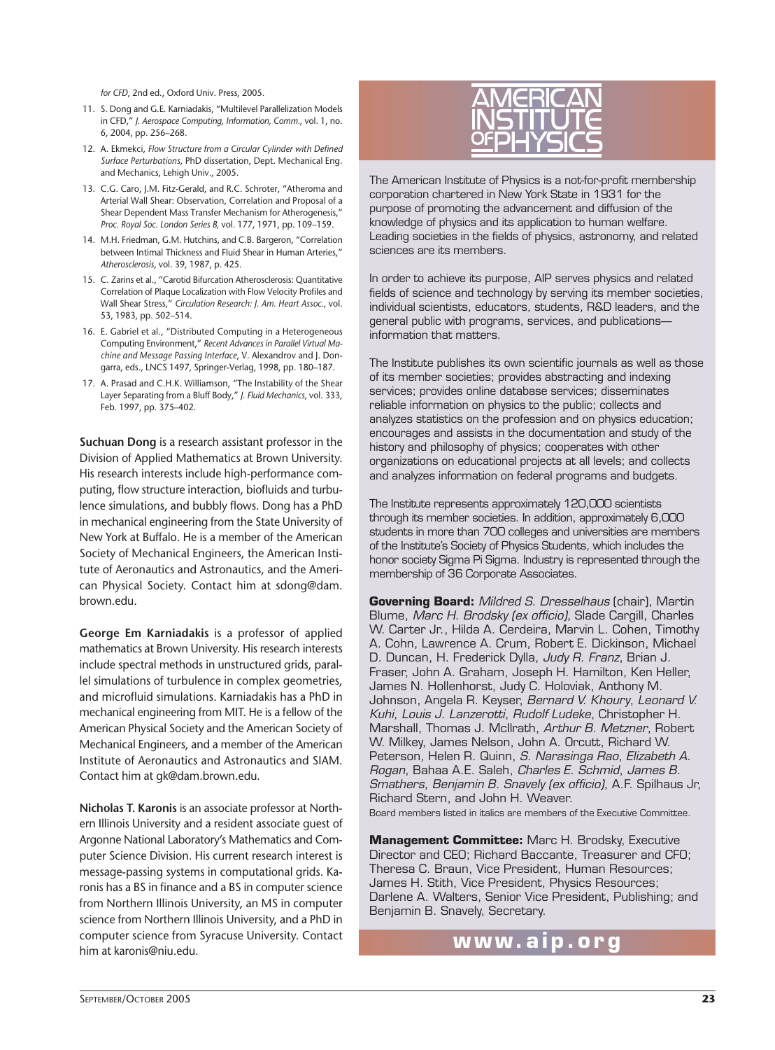*for CFD*, 2nd ed., Oxford Univ. Press, 2005.

11. S. Dong and G.E. Karniadakis, "Multilevel Parallelization Models in CFD," *J. Aerospace Computing, Information, Comm.*, vol. 1, no. 6, 2004, pp. 256–268.
12. A. Ekmekci, *Flow Structure from a Circular Cylinder with Defined Surface Perturbations*, PhD dissertation, Dept. Mechanical Eng. and Mechanics, Lehigh Univ., 2005.
13. C.G. Caro, J.M. Fitz-Gerald, and R.C. Schroter, "Atheroma and Arterial Wall Shear: Observation, Correlation and Proposal of a Shear Dependent Mass Transfer Mechanism for Atherogenesis," *Proc. Royal Soc. London Series B*, vol. 177, 1971, pp. 109–159.
14. M.H. Friedman, G.M. Hutchins, and C.B. Bargeron, "Correlation between Intimal Thickness and Fluid Shear in Human Arteries," *Atherosclerosis*, vol. 39, 1987, p. 425.
15. C. Zarins et al., "Carotid Bifurcation Atherosclerosis: Quantitative Correlation of Plaque Localization with Flow Velocity Profiles and Wall Shear Stress," *Circulation Research: J. Am. Heart Assoc.*, vol. 53, 1983, pp. 502–514.
16. E. Gabriel et al., "Distributed Computing in a Heterogeneous Computing Environment," *Recent Advances in Parallel Virtual Machine and Message Passing Interface*, V. Alexandrov and J. Dongarra, eds., LNCS 1497, Springer-Verlag, 1998, pp. 180–187.
17. A. Prasad and C.H.K. Williamson, "The Instability of the Shear Layer Separating from a Bluff Body," *J. Fluid Mechanics*, vol. 333, Feb. 1997, pp. 375–402.

**Suchuan Dong** is a research assistant professor in the Division of Applied Mathematics at Brown University. His research interests include high-performance computing, flow structure interaction, biofluids and turbulence simulations, and bubbly flows. Dong has a PhD in mechanical engineering from the State University of New York at Buffalo. He is a member of the American Society of Mechanical Engineers, the American Institute of Aeronautics and Astronautics, and the American Physical Society. Contact him at sdong@dam.brown.edu.

**George Em Karniadakis** is a professor of applied mathematics at Brown University. His research interests include spectral methods in unstructured grids, parallel simulations of turbulence in complex geometries, and microfluid simulations. Karniadakis has a PhD in mechanical engineering from MIT. He is a fellow of the American Physical Society and the American Society of Mechanical Engineers, and a member of the American Institute of Aeronautics and Astronautics and SIAM. Contact him at gk@dam.brown.edu.

**Nicholas T. Karonis** is an associate professor at Northern Illinois University and a resident associate guest of Argonne National Laboratory's Mathematics and Computer Science Division. His current research interest is message-passing systems in computational grids. Karonis has a BS in finance and a BS in computer science from Northern Illinois University, an MS in computer science from Northern Illinois University, and a PhD in computer science from Syracuse University. Contact him at karonis@niu.edu.

# AMERICAN INSTITUTE OF PHYSICS

The American Institute of Physics is a not-for-profit membership corporation chartered in New York State in 1931 for the purpose of promoting the advancement and diffusion of the knowledge of physics and its application to human welfare. Leading societies in the fields of physics, astronomy, and related sciences are its members.

In order to achieve its purpose, AIP serves physics and related fields of science and technology by serving its member societies, individual scientists, educators, students, R&D leaders, and the general public with programs, services, and publications—information that matters.

The Institute publishes its own scientific journals as well as those of its member societies; provides abstracting and indexing services; provides online database services; disseminates reliable information on physics to the public; collects and analyzes statistics on the profession and on physics education; encourages and assists in the documentation and study of the history and philosophy of physics; cooperates with other organizations on educational projects at all levels; and collects and analyzes information on federal programs and budgets.

The Institute represents approximately 120,000 scientists through its member societies. In addition, approximately 6,000 students in more than 700 colleges and universities are members of the Institute's Society of Physics Students, which includes the honor society Sigma Pi Sigma. Industry is represented through the membership of 36 Corporate Associates.

**Governing Board:** *Mildred S. Dresselhaus* (chair), Martin Blume, *Marc H. Brodsky (ex officio)*, Slade Cargill, Charles W. Carter Jr., Hilda A. Cerdeira, Marvin L. Cohen, Timothy A. Cohn, Lawrence A. Crum, Robert E. Dickinson, Michael D. Duncan, H. Frederick Dylla, *Judy R. Franz*, Brian J. Fraser, John A. Graham, Joseph H. Hamilton, Ken Heller, James N. Hollenhorst, Judy C. Holoviak, Anthony M. Johnson, Angela R. Keyser, *Bernard V. Khoury*, *Leonard V. Kuhi*, *Louis J. Lanzerotti*, *Rudolf Ludeke*, Christopher H. Marshall, Thomas J. McIlrath, *Arthur B. Metzner*, Robert W. Milkey, James Nelson, John A. Orcutt, Richard W. Peterson, Helen R. Quinn, *S. Narasinga Rao*, *Elizabeth A. Rogan*, Bahaa A.E. Saleh, *Charles E. Schmid*, *James B. Smathers*, *Benjamin B. Snavely (ex officio)*, A.F. Spilhaus Jr, Richard Stern, and John H. Weaver.

Board members listed in italics are members of the Executive Committee.

**Management Committee:** Marc H. Brodsky, Executive Director and CEO; Richard Baccante, Treasurer and CFO; Theresa C. Braun, Vice President, Human Resources; James H. Stith, Vice President, Physics Resources; Darlene A. Walters, Senior Vice President, Publishing; and Benjamin B. Snavely, Secretary.

**www.aip.org**